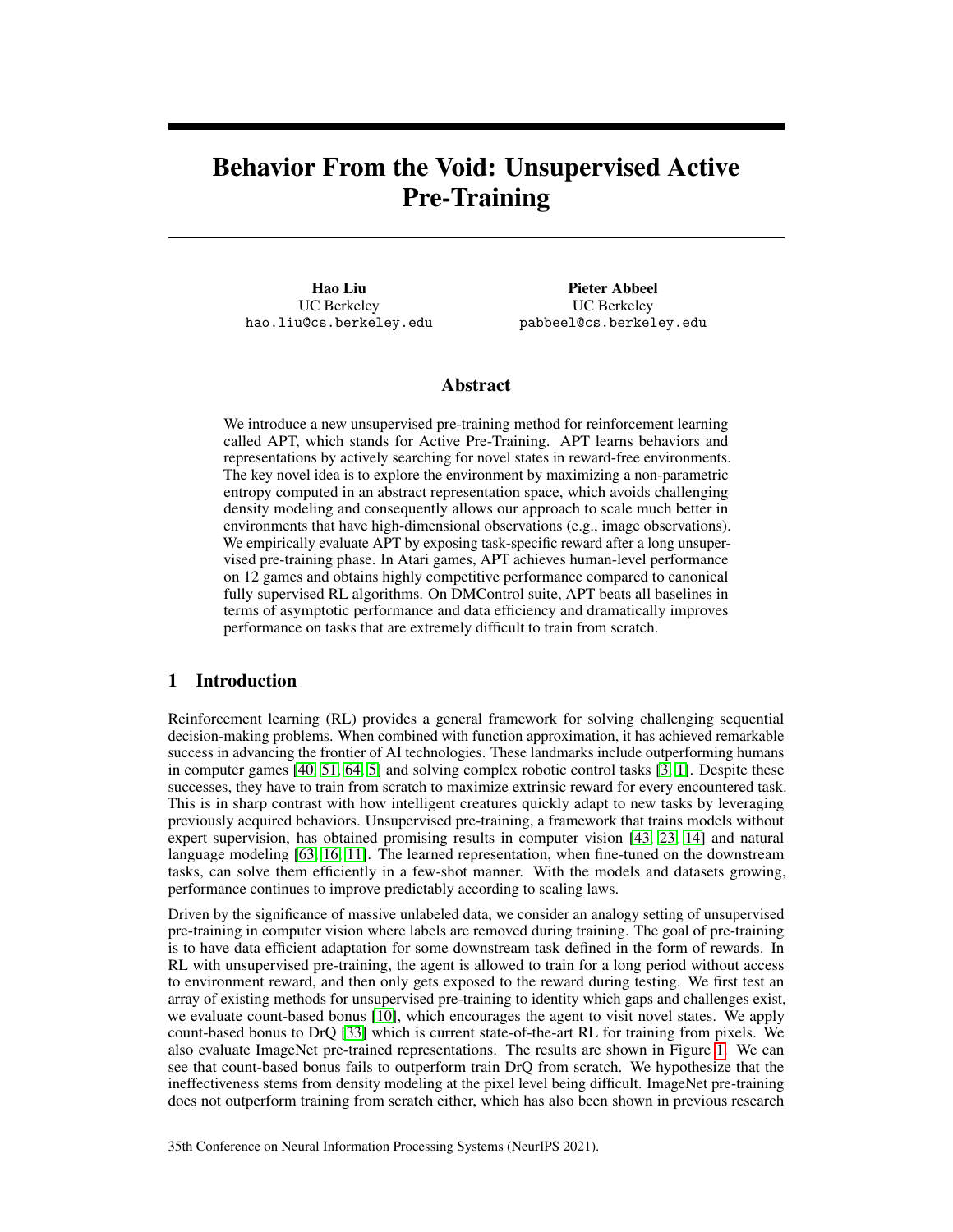# Behavior From the Void: Unsupervised Active Pre-Training

**Hao Liu**
UC Berkeley
hao.liu@cs.berkeley.edu

**Pieter Abbeel**
UC Berkeley
pabbeel@cs.berkeley.edu

## Abstract

We introduce a new unsupervised pre-training method for reinforcement learning called APT, which stands for Active Pre-Training. APT learns behaviors and representations by actively searching for novel states in reward-free environments. The key novel idea is to explore the environment by maximizing a non-parametric entropy computed in an abstract representation space, which avoids challenging density modeling and consequently allows our approach to scale much better in environments that have high-dimensional observations (e.g., image observations). We empirically evaluate APT by exposing task-specific reward after a long unsupervised pre-training phase. In Atari games, APT achieves human-level performance on 12 games and obtains highly competitive performance compared to canonical fully supervised RL algorithms. On DMControl suite, APT beats all baselines in terms of asymptotic performance and data efficiency and dramatically improves performance on tasks that are extremely difficult to train from scratch.

## 1 Introduction

Reinforcement learning (RL) provides a general framework for solving challenging sequential decision-making problems. When combined with function approximation, it has achieved remarkable success in advancing the frontier of AI technologies. These landmarks include outperforming humans in computer games [40, 51, 64, 5] and solving complex robotic control tasks [3, 1]. Despite these successes, they have to train from scratch to maximize extrinsic reward for every encountered task. This is in sharp contrast with how intelligent creatures quickly adapt to new tasks by leveraging previously acquired behaviors. Unsupervised pre-training, a framework that trains models without expert supervision, has obtained promising results in computer vision [43, 23, 14] and natural language modeling [63, 16, 11]. The learned representation, when fine-tuned on the downstream tasks, can solve them efficiently in a few-shot manner. With the models and datasets growing, performance continues to improve predictably according to scaling laws.

Driven by the significance of massive unlabeled data, we consider an analogy setting of unsupervised pre-training in computer vision where labels are removed during training. The goal of pre-training is to have data efficient adaptation for some downstream task defined in the form of rewards. In RL with unsupervised pre-training, the agent is allowed to train for a long period without access to environment reward, and then only gets exposed to the reward during testing. We first test an array of existing methods for unsupervised pre-training to identity which gaps and challenges exist, we evaluate count-based bonus [10], which encourages the agent to visit novel states. We apply count-based bonus to DrQ [33] which is current state-of-the-art RL for training from pixels. We also evaluate ImageNet pre-trained representations. The results are shown in Figure 1. We can see that count-based bonus fails to outperform train DrQ from scratch. We hypothesize that the ineffectiveness stems from density modeling at the pixel level being difficult. ImageNet pre-training does not outperform training from scratch either, which has also been shown in previous research

35th Conference on Neural Information Processing Systems (NeurIPS 2021).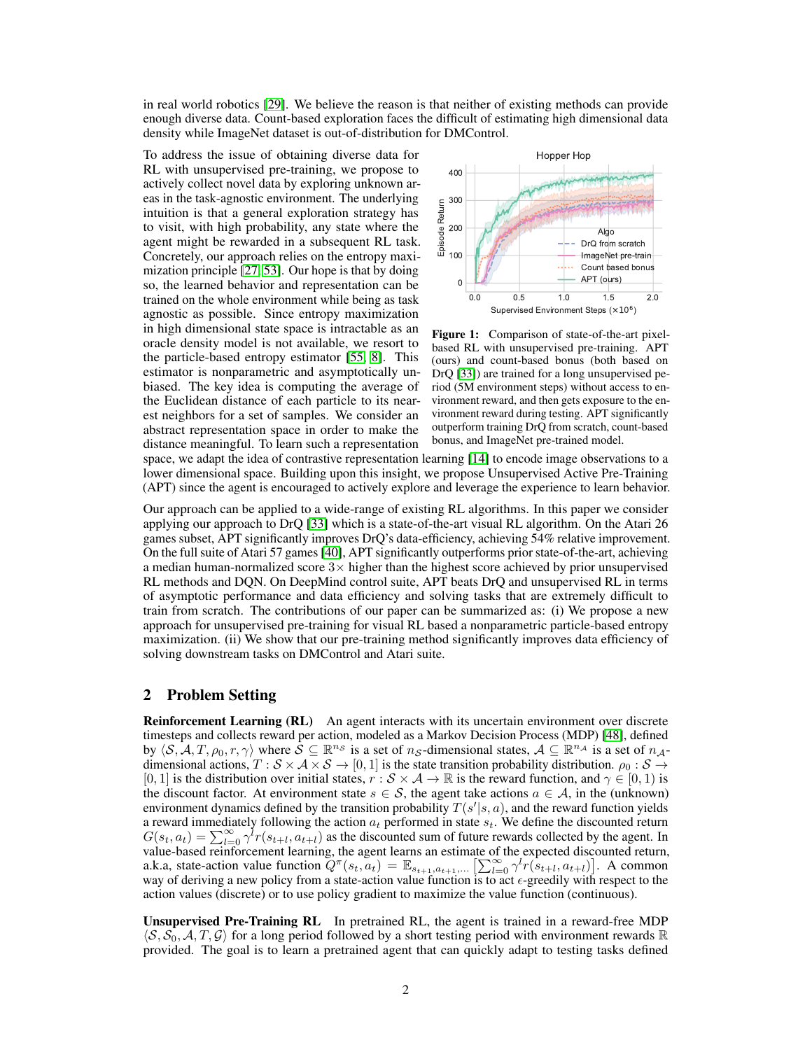in real world robotics [29]. We believe the reason is that neither of existing methods can provide enough diverse data. Count-based exploration faces the difficult of estimating high dimensional data density while ImageNet dataset is out-of-distribution for DMControl.

To address the issue of obtaining diverse data for RL with unsupervised pre-training, we propose to actively collect novel data by exploring unknown areas in the task-agnostic environment. The underlying intuition is that a general exploration strategy has to visit, with high probability, any state where the agent might be rewarded in a subsequent RL task. Concretely, our approach relies on the entropy maximization principle [27, 53]. Our hope is that by doing so, the learned behavior and representation can be trained on the whole environment while being as task agnostic as possible. Since entropy maximization in high dimensional state space is intractable as an oracle density model is not available, we resort to the particle-based entropy estimator [55, 8]. This estimator is nonparametric and asymptotically unbiased. The key idea is computing the average of the Euclidean distance of each particle to its nearest neighbors for a set of samples. We consider an abstract representation space in order to make the distance meaningful. To learn such a representation space, we adapt the idea of contrastive representation learning [14] to encode image observations to a lower dimensional space. Building upon this insight, we propose Unsupervised Active Pre-Training (APT) since the agent is encouraged to actively explore and leverage the experience to learn behavior.

**Figure 1:** Comparison of state-of-the-art pixel-based RL with unsupervised pre-training. APT (ours) and count-based bonus (both based on DrQ [33]) are trained for a long unsupervised period (5M environment steps) without access to environment reward, and then gets exposure to the environment reward during testing. APT significantly outperform training DrQ from scratch, count-based bonus, and ImageNet pre-trained model.

Our approach can be applied to a wide-range of existing RL algorithms. In this paper we consider applying our approach to DrQ [33] which is a state-of-the-art visual RL algorithm. On the Atari 26 games subset, APT significantly improves DrQ's data-efficiency, achieving 54% relative improvement. On the full suite of Atari 57 games [40], APT significantly outperforms prior state-of-the-art, achieving a median human-normalized score $3\times$ higher than the highest score achieved by prior unsupervised RL methods and DQN. On DeepMind control suite, APT beats DrQ and unsupervised RL in terms of asymptotic performance and data efficiency and solving tasks that are extremely difficult to train from scratch. The contributions of our paper can be summarized as: (i) We propose a new approach for unsupervised pre-training for visual RL based a nonparametric particle-based entropy maximization. (ii) We show that our pre-training method significantly improves data efficiency of solving downstream tasks on DMControl and Atari suite.

## 2 Problem Setting

**Reinforcement Learning (RL)** An agent interacts with its uncertain environment over discrete timesteps and collects reward per action, modeled as a Markov Decision Process (MDP) [48], defined by $\langle \mathcal{S}, \mathcal{A}, T, \rho_0, r, \gamma \rangle$ where $\mathcal{S} \subseteq \mathbb{R}^{n_\mathcal{S}}$ is a set of $n_\mathcal{S}$-dimensional states, $\mathcal{A} \subseteq \mathbb{R}^{n_\mathcal{A}}$ is a set of $n_\mathcal{A}$-dimensional actions, $T : \mathcal{S} \times \mathcal{A} \times \mathcal{S} \to [0, 1]$ is the state transition probability distribution. $\rho_0 : \mathcal{S} \to [0, 1]$ is the distribution over initial states, $r : \mathcal{S} \times \mathcal{A} \to \mathbb{R}$ is the reward function, and $\gamma \in [0, 1)$ is the discount factor. At environment state $s \in \mathcal{S}$, the agent take actions $a \in \mathcal{A}$, in the (unknown) environment dynamics defined by the transition probability $T(s'|s, a)$, and the reward function yields a reward immediately following the action $a_t$ performed in state $s_t$. We define the discounted return $G(s_t, a_t) = \sum_{l=0}^{\infty} \gamma^l r(s_{t+l}, a_{t+l})$ as the discounted sum of future rewards collected by the agent. In value-based reinforcement learning, the agent learns an estimate of the expected discounted return, a.k.a, state-action value function $Q^\pi(s_t, a_t) = \mathbb{E}_{s_{t+1}, a_{t+1}, \ldots} \left[ \sum_{l=0}^{\infty} \gamma^l r(s_{t+l}, a_{t+l}) \right]$. A common way of deriving a new policy from a state-action value function is to act $\epsilon$-greedily with respect to the action values (discrete) or to use policy gradient to maximize the value function (continuous).

**Unsupervised Pre-Training RL** In pretrained RL, the agent is trained in a reward-free MDP $\langle \mathcal{S}, \mathcal{S}_0, \mathcal{A}, T, \mathcal{G} \rangle$ for a long period followed by a short testing period with environment rewards $\mathbb{R}$ provided. The goal is to learn a pretrained agent that can quickly adapt to testing tasks defined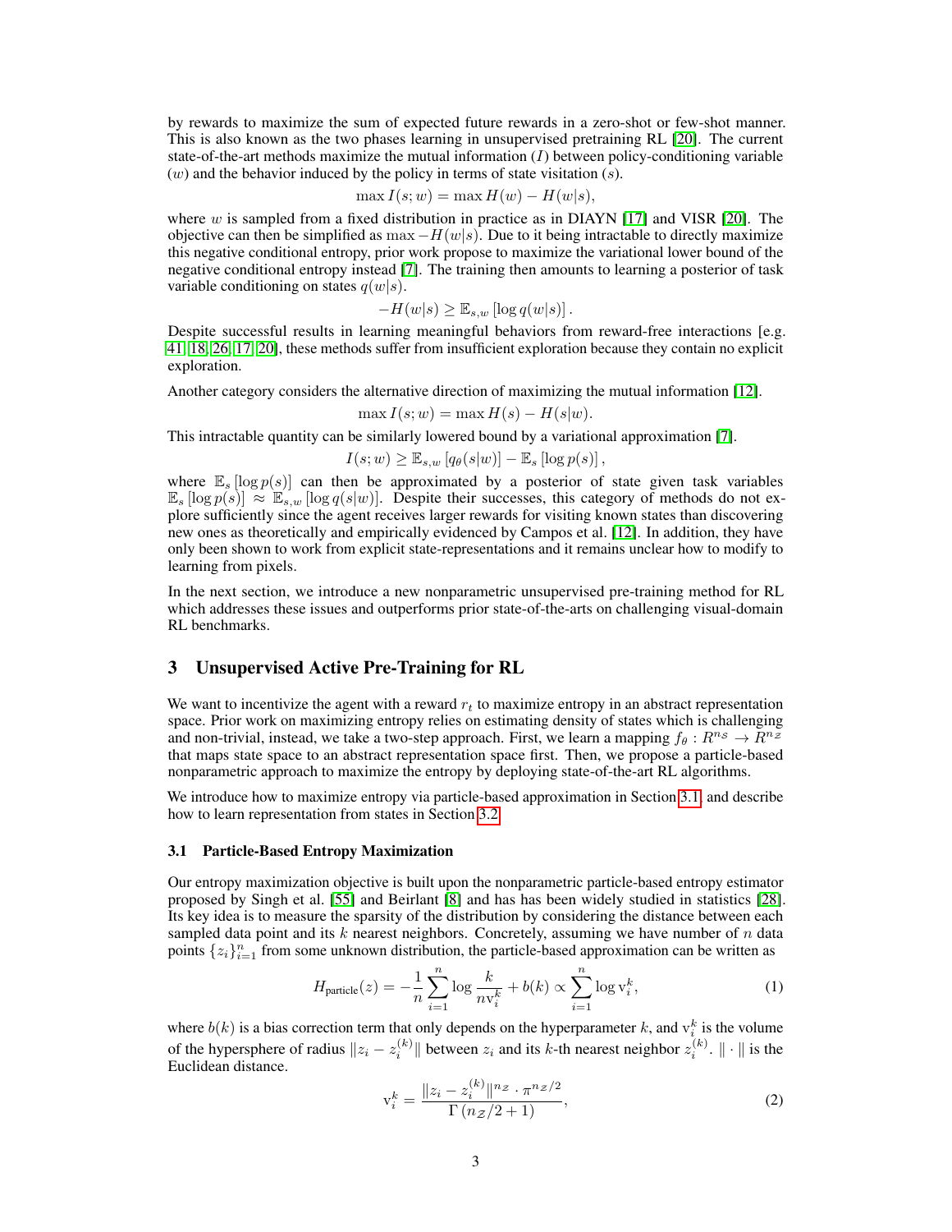by rewards to maximize the sum of expected future rewards in a zero-shot or few-shot manner. This is also known as the two phases learning in unsupervised pretraining RL [20]. The current state-of-the-art methods maximize the mutual information ($I$) between policy-conditioning variable ($w$) and the behavior induced by the policy in terms of state visitation ($s$).

$$\max I(s; w) = \max H(w) - H(w|s),$$

where $w$ is sampled from a fixed distribution in practice as in DIAYN [17] and VISR [20]. The objective can then be simplified as $\max -H(w|s)$. Due to it being intractable to directly maximize this negative conditional entropy, prior work propose to maximize the variational lower bound of the negative conditional entropy instead [7]. The training then amounts to learning a posterior of task variable conditioning on states $q(w|s)$.

$$-H(w|s) \geq \mathbb{E}_{s,w} \left[\log q(w|s)\right].$$

Despite successful results in learning meaningful behaviors from reward-free interactions [e.g. 41, 18, 26, 17, 20], these methods suffer from insufficient exploration because they contain no explicit exploration.

Another category considers the alternative direction of maximizing the mutual information [12].

$$\max I(s; w) = \max H(s) - H(s|w).$$

This intractable quantity can be similarly lowered bound by a variational approximation [7].

$$I(s; w) \geq \mathbb{E}_{s,w} \left[q_\theta(s|w)\right] - \mathbb{E}_s \left[\log p(s)\right],$$

where $\mathbb{E}_s \left[\log p(s)\right]$ can then be approximated by a posterior of state given task variables $\mathbb{E}_s \left[\log p(s)\right] \approx \mathbb{E}_{s,w} \left[\log q(s|w)\right]$. Despite their successes, this category of methods do not explore sufficiently since the agent receives larger rewards for visiting known states than discovering new ones as theoretically and empirically evidenced by Campos et al. [12]. In addition, they have only been shown to work from explicit state-representations and it remains unclear how to modify to learning from pixels.

In the next section, we introduce a new nonparametric unsupervised pre-training method for RL which addresses these issues and outperforms prior state-of-the-arts on challenging visual-domain RL benchmarks.

## 3 Unsupervised Active Pre-Training for RL

We want to incentivize the agent with a reward $r_t$ to maximize entropy in an abstract representation space. Prior work on maximizing entropy relies on estimating density of states which is challenging and non-trivial, instead, we take a two-step approach. First, we learn a mapping $f_\theta : R^{n_S} \to R^{n_Z}$ that maps state space to an abstract representation space first. Then, we propose a particle-based nonparametric approach to maximize the entropy by deploying state-of-the-art RL algorithms.

We introduce how to maximize entropy via particle-based approximation in Section 3.1 and describe how to learn representation from states in Section 3.2.

### 3.1 Particle-Based Entropy Maximization

Our entropy maximization objective is built upon the nonparametric particle-based entropy estimator proposed by Singh et al. [55] and Beirlant [8] and has has been widely studied in statistics [28]. Its key idea is to measure the sparsity of the distribution by considering the distance between each sampled data point and its $k$ nearest neighbors. Concretely, assuming we have number of $n$ data points $\{z_i\}_{i=1}^n$ from some unknown distribution, the particle-based approximation can be written as

$$H_{\text{particle}}(z) = -\frac{1}{n} \sum_{i=1}^{n} \log \frac{k}{n \mathrm{v}_i^k} + b(k) \propto \sum_{i=1}^{n} \log \mathrm{v}_i^k, \tag{1}$$

where $b(k)$ is a bias correction term that only depends on the hyperparameter $k$, and $\mathrm{v}_i^k$ is the volume of the hypersphere of radius $\|z_i - z_i^{(k)}\|$ between $z_i$ and its $k$-th nearest neighbor $z_i^{(k)}$. $\|\cdot\|$ is the Euclidean distance.

$$\mathrm{v}_i^k = \frac{\|z_i - z_i^{(k)}\|^{n_Z} \cdot \pi^{n_Z/2}}{\Gamma\left(n_Z/2 + 1\right)}, \tag{2}$$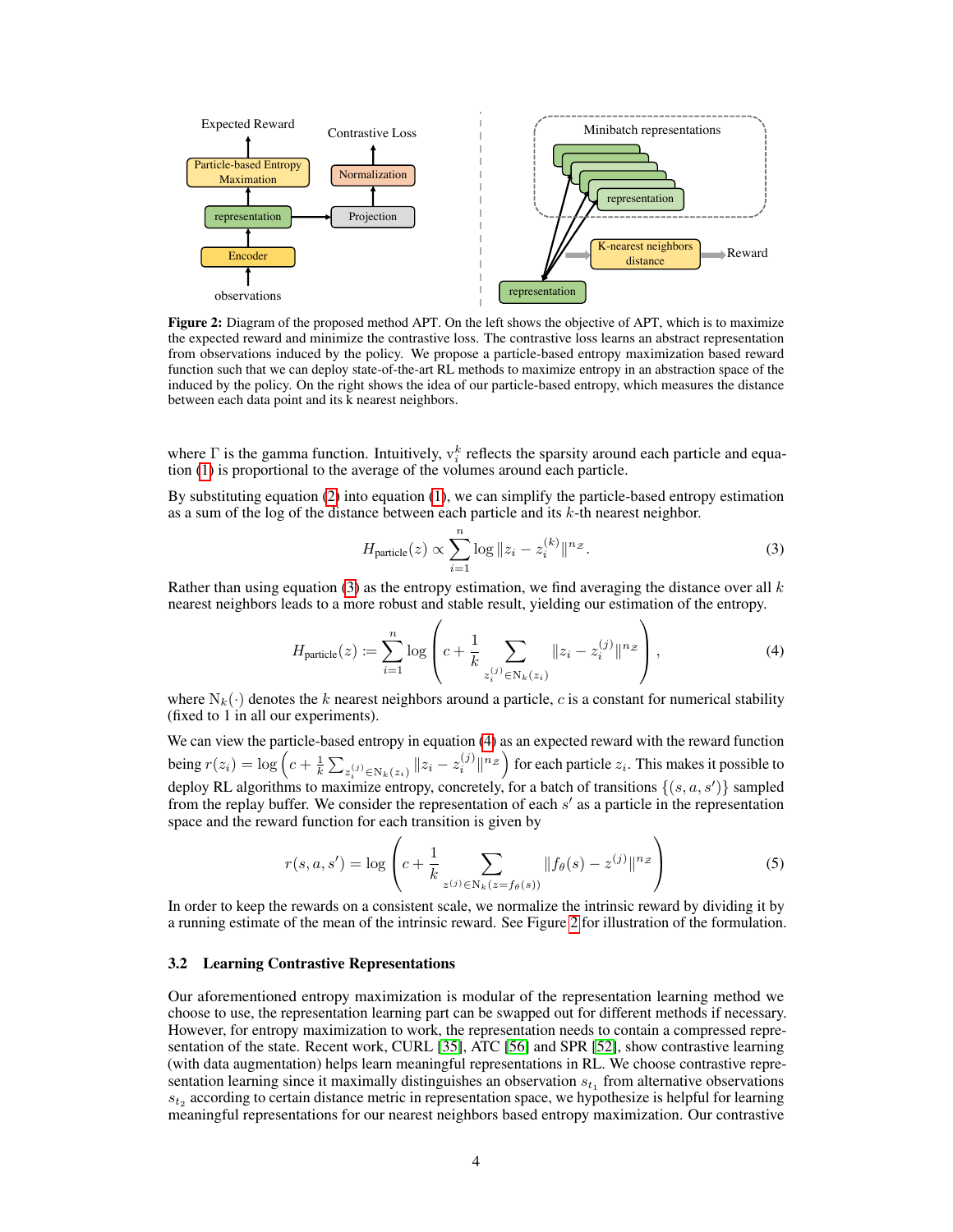Figure 2: Diagram of the proposed method APT. On the left shows the objective of APT, which is to maximize the expected reward and minimize the contrastive loss. The contrastive loss learns an abstract representation from observations induced by the policy. We propose a particle-based entropy maximization based reward function such that we can deploy state-of-the-art RL methods to maximize entropy in an abstraction space of the induced by the policy. On the right shows the idea of our particle-based entropy, which measures the distance between each data point and its k nearest neighbors.

where $\Gamma$ is the gamma function. Intuitively, $\mathrm{v}_i^k$ reflects the sparsity around each particle and equation (1) is proportional to the average of the volumes around each particle.

By substituting equation (2) into equation (1), we can simplify the particle-based entropy estimation as a sum of the log of the distance between each particle and its $k$-th nearest neighbor.

$$H_{\text{particle}}(z) \propto \sum_{i=1}^{n} \log \|z_i - z_i^{(k)}\|^{n_{\mathcal{Z}}}. \tag{3}$$

Rather than using equation (3) as the entropy estimation, we find averaging the distance over all $k$ nearest neighbors leads to a more robust and stable result, yielding our estimation of the entropy.

$$H_{\text{particle}}(z) := \sum_{i=1}^{n} \log \left( c + \frac{1}{k} \sum_{z_i^{(j)} \in \mathrm{N}_k(z_i)} \|z_i - z_i^{(j)}\|^{n_{\mathcal{Z}}} \right), \tag{4}$$

where $\mathrm{N}_k(\cdot)$ denotes the $k$ nearest neighbors around a particle, $c$ is a constant for numerical stability (fixed to 1 in all our experiments).

We can view the particle-based entropy in equation (4) as an expected reward with the reward function being $r(z_i) = \log \left( c + \frac{1}{k} \sum_{z_i^{(j)} \in \mathrm{N}_k(z_i)} \|z_i - z_i^{(j)}\|^{n_{\mathcal{Z}}} \right)$ for each particle $z_i$. This makes it possible to deploy RL algorithms to maximize entropy, concretely, for a batch of transitions $\{(s, a, s')\}$ sampled from the replay buffer. We consider the representation of each $s'$ as a particle in the representation space and the reward function for each transition is given by

$$r(s, a, s') = \log \left( c + \frac{1}{k} \sum_{z^{(j)} \in \mathrm{N}_k(z = f_\theta(s))} \|f_\theta(s) - z^{(j)}\|^{n_{\mathcal{Z}}} \right) \tag{5}$$

In order to keep the rewards on a consistent scale, we normalize the intrinsic reward by dividing it by a running estimate of the mean of the intrinsic reward. See Figure 2 for illustration of the formulation.

### 3.2 Learning Contrastive Representations

Our aforementioned entropy maximization is modular of the representation learning method we choose to use, the representation learning part can be swapped out for different methods if necessary. However, for entropy maximization to work, the representation needs to contain a compressed representation of the state. Recent work, CURL [35], ATC [56] and SPR [52], show contrastive learning (with data augmentation) helps learn meaningful representations in RL. We choose contrastive representation learning since it maximally distinguishes an observation $s_{t_1}$ from alternative observations $s_{t_2}$ according to certain distance metric in representation space, we hypothesize is helpful for learning meaningful representations for our nearest neighbors based entropy maximization. Our contrastive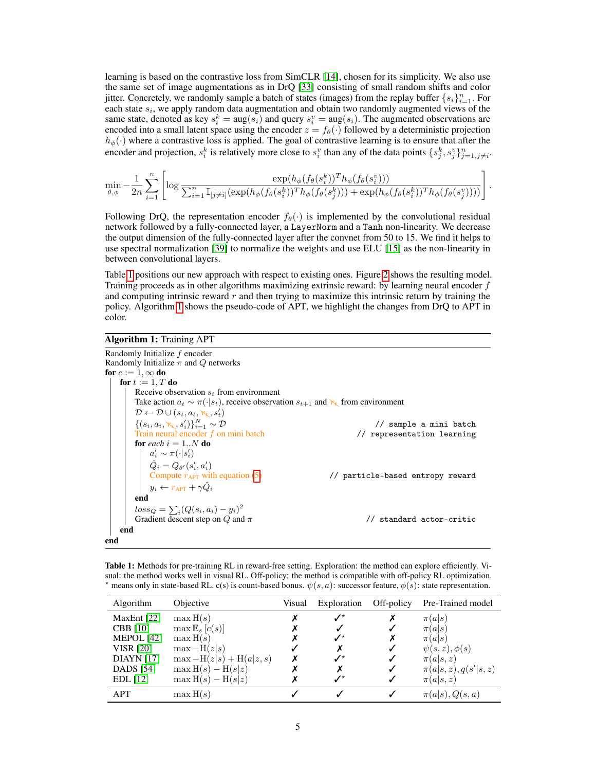learning is based on the contrastive loss from SimCLR [14], chosen for its simplicity. We also use the same set of image augmentations as in DrQ [33] consisting of small random shifts and color jitter. Concretely, we randomly sample a batch of states (images) from the replay buffer $\{s_i\}_{i=1}^n$. For each state $s_i$, we apply random data augmentation and obtain two randomly augmented views of the same state, denoted as key $s_i^k = \text{aug}(s_i)$ and query $s_i^v = \text{aug}(s_i)$. The augmented observations are encoded into a small latent space using the encoder $z = f_\theta(\cdot)$ followed by a deterministic projection $h_\phi(\cdot)$ where a contrastive loss is applied. The goal of contrastive learning is to ensure that after the encoder and projection, $s_i^k$ is relatively more close to $s_i^v$ than any of the data points $\{s_j^k, s_j^v\}_{j=1, j\neq i}^n$.

$$\min_{\theta,\phi} -\frac{1}{2n}\sum_{i=1}^{n}\left[\log \frac{\exp(h_\phi(f_\theta(s_i^k))^T h_\phi(f_\theta(s_i^v)))}{\sum_{i=1}^{n}\mathbb{I}_{[j\neq i]}(\exp(h_\phi(f_\theta(s_i^k))^T h_\phi(f_\theta(s_j^k))) + \exp(h_\phi(f_\theta(s_i^k))^T h_\phi(f_\theta(s_j^v))))}\right].$$

Following DrQ, the representation encoder $f_\theta(\cdot)$ is implemented by the convolutional residual network followed by a fully-connected layer, a `LayerNorm` and a `Tanh` non-linearity. We decrease the output dimension of the fully-connected layer after the convnet from 50 to 15. We find it helps to use spectral normalization [39] to normalize the weights and use ELU [15] as the non-linearity in between convolutional layers.

Table 1 positions our new approach with respect to existing ones. Figure 2 shows the resulting model. Training proceeds as in other algorithms maximizing extrinsic reward: by learning neural encoder $f$ and computing intrinsic reward $r$ and then trying to maximize this intrinsic return by training the policy. Algorithm 1 shows the pseudo-code of APT, we highlight the changes from DrQ to APT in color.

**Algorithm 1:** Training APT

```
Randomly Initialize f encoder
Randomly Initialize π and Q networks
for e := 1, ∞ do
    for t := 1, T do
        Receive observation s_t from environment
        Take action a_t ~ π(·|s_t), receive observation s_{t+1} and r_t (struck out) from environment
        D ← D ∪ (s_t, a_t, r_t (struck out), s'_t)
        {(s_i, a_i, r_i (struck out), s'_i)}_{i=1}^N ~ D                // sample a mini batch
        Train neural encoder f on mini batch                           // representation learning
        for each i = 1..N do
            a'_i ~ π(·|s'_i)
            Q̂_i = Q_θ'(s'_i, a'_i)
            Compute r_APT with equation (5)                            // particle-based entropy reward
            y_i ← r_APT + γQ̂_i
        end
        loss_Q = Σ_i (Q(s_i, a_i) − y_i)^2
        Gradient descent step on Q and π                               // standard actor-critic
    end
end
```

**Table 1:** Methods for pre-training RL in reward-free setting. Exploration: the method can explore efficiently. Visual: the method works well in visual RL. Off-policy: the method is compatible with off-policy RL optimization. $^\star$ means only in state-based RL. c(s) is count-based bonus. $\psi(s,a)$: successor feature, $\phi(s)$: state representation.

| Algorithm | Objective | Visual | Exploration | Off-policy | Pre-Trained model |
|---|---|---|---|---|---|
| MaxEnt [22] | $\max \text{H}(s)$ | ✗ | ✓$^\star$ | ✗ | $\pi(a\|s)$ |
| CBB [10] | $\max \mathbb{E}_s\left[c(s)\right]$ | ✗ | ✓ | ✓ | $\pi(a\|s)$ |
| MEPOL [42] | $\max \text{H}(s)$ | ✗ | ✓$^\star$ | ✗ | $\pi(a\|s)$ |
| VISR [20] | $\max -\text{H}(z\|s)$ | ✓ | ✗ | ✓ | $\psi(s,z), \phi(s)$ |
| DIAYN [17] | $\max -\text{H}(z\|s) + \text{H}(a\|z,s)$ | ✗ | ✓$^\star$ | ✓ | $\pi(a\|s,z)$ |
| DADS [54] | $\max \text{H}(s) - \text{H}(s\|z)$ | ✗ | ✗ | ✓ | $\pi(a\|s,z), q(s'\|s,z)$ |
| EDL [12] | $\max \text{H}(s) - \text{H}(s\|z)$ | ✗ | ✓$^\star$ | ✓ | $\pi(a\|s,z)$ |
| APT | $\max \text{H}(s)$ | ✓ | ✓ | ✓ | $\pi(a\|s), Q(s,a)$ |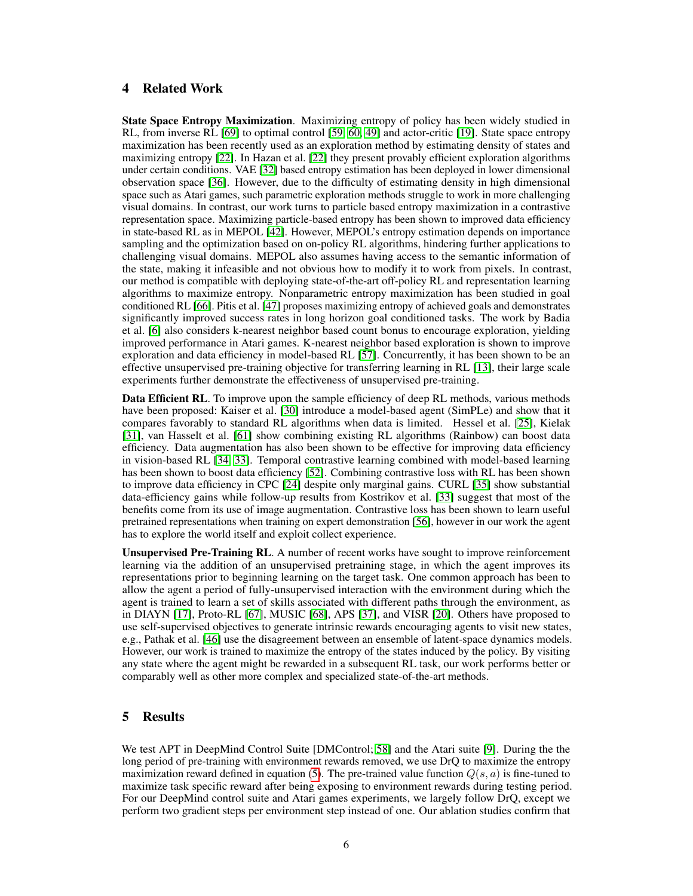## 4 Related Work

**State Space Entropy Maximization**. Maximizing entropy of policy has been widely studied in RL, from inverse RL [69] to optimal control [59, 60, 49] and actor-critic [19]. State space entropy maximization has been recently used as an exploration method by estimating density of states and maximizing entropy [22]. In Hazan et al. [22] they present provably efficient exploration algorithms under certain conditions. VAE [32] based entropy estimation has been deployed in lower dimensional observation space [36]. However, due to the difficulty of estimating density in high dimensional space such as Atari games, such parametric exploration methods struggle to work in more challenging visual domains. In contrast, our work turns to particle based entropy maximization in a contrastive representation space. Maximizing particle-based entropy has been shown to improved data efficiency in state-based RL as in MEPOL [42]. However, MEPOL's entropy estimation depends on importance sampling and the optimization based on on-policy RL algorithms, hindering further applications to challenging visual domains. MEPOL also assumes having access to the semantic information of the state, making it infeasible and not obvious how to modify it to work from pixels. In contrast, our method is compatible with deploying state-of-the-art off-policy RL and representation learning algorithms to maximize entropy. Nonparametric entropy maximization has been studied in goal conditioned RL [66]. Pitis et al. [47] proposes maximizing entropy of achieved goals and demonstrates significantly improved success rates in long horizon goal conditioned tasks. The work by Badia et al. [6] also considers k-nearest neighbor based count bonus to encourage exploration, yielding improved performance in Atari games. K-nearest neighbor based exploration is shown to improve exploration and data efficiency in model-based RL [57]. Concurrently, it has been shown to be an effective unsupervised pre-training objective for transferring learning in RL [13], their large scale experiments further demonstrate the effectiveness of unsupervised pre-training.

**Data Efficient RL**. To improve upon the sample efficiency of deep RL methods, various methods have been proposed: Kaiser et al. [30] introduce a model-based agent (SimPLe) and show that it compares favorably to standard RL algorithms when data is limited. Hessel et al. [25], Kielak [31], van Hasselt et al. [61] show combining existing RL algorithms (Rainbow) can boost data efficiency. Data augmentation has also been shown to be effective for improving data efficiency in vision-based RL [34, 33]. Temporal contrastive learning combined with model-based learning has been shown to boost data efficiency [52]. Combining contrastive loss with RL has been shown to improve data efficiency in CPC [24] despite only marginal gains. CURL [35] show substantial data-efficiency gains while follow-up results from Kostrikov et al. [33] suggest that most of the benefits come from its use of image augmentation. Contrastive loss has been shown to learn useful pretrained representations when training on expert demonstration [56], however in our work the agent has to explore the world itself and exploit collect experience.

**Unsupervised Pre-Training RL**. A number of recent works have sought to improve reinforcement learning via the addition of an unsupervised pretraining stage, in which the agent improves its representations prior to beginning learning on the target task. One common approach has been to allow the agent a period of fully-unsupervised interaction with the environment during which the agent is trained to learn a set of skills associated with different paths through the environment, as in DIAYN [17], Proto-RL [67], MUSIC [68], APS [37], and VISR [20]. Others have proposed to use self-supervised objectives to generate intrinsic rewards encouraging agents to visit new states, e.g., Pathak et al. [46] use the disagreement between an ensemble of latent-space dynamics models. However, our work is trained to maximize the entropy of the states induced by the policy. By visiting any state where the agent might be rewarded in a subsequent RL task, our work performs better or comparably well as other more complex and specialized state-of-the-art methods.

## 5 Results

We test APT in DeepMind Control Suite [DMControl; 58] and the Atari suite [9]. During the the long period of pre-training with environment rewards removed, we use DrQ to maximize the entropy maximization reward defined in equation (5). The pre-trained value function $Q(s, a)$ is fine-tuned to maximize task specific reward after being exposing to environment rewards during testing period. For our DeepMind control suite and Atari games experiments, we largely follow DrQ, except we perform two gradient steps per environment step instead of one. Our ablation studies confirm that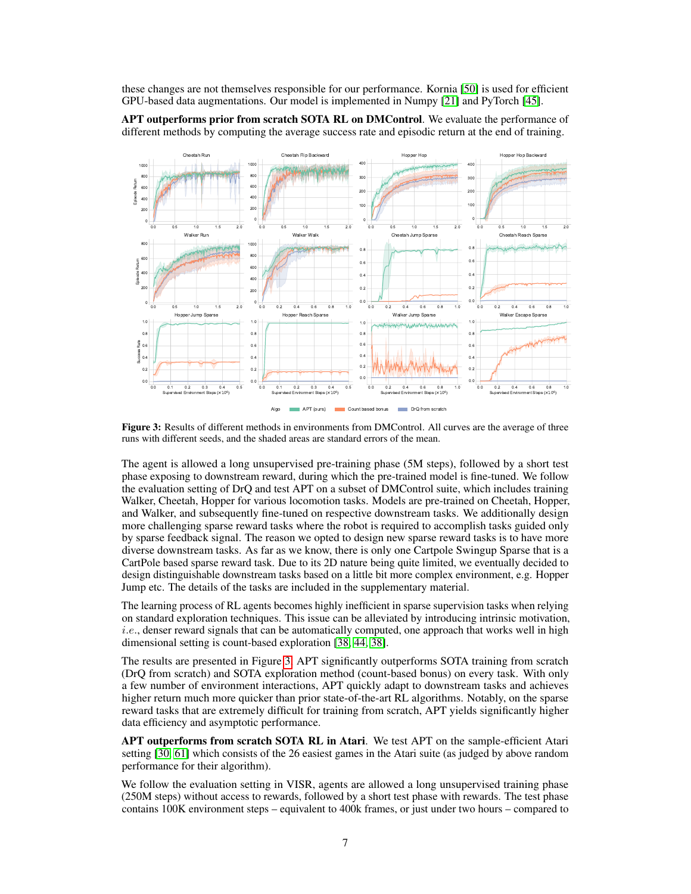these changes are not themselves responsible for our performance. Kornia [50] is used for efficient GPU-based data augmentations. Our model is implemented in Numpy [21] and PyTorch [45].

**APT outperforms prior from scratch SOTA RL on DMControl**. We evaluate the performance of different methods by computing the average success rate and episodic return at the end of training.

**Figure 3:** Results of different methods in environments from DMControl. All curves are the average of three runs with different seeds, and the shaded areas are standard errors of the mean.

The agent is allowed a long unsupervised pre-training phase (5M steps), followed by a short test phase exposing to downstream reward, during which the pre-trained model is fine-tuned. We follow the evaluation setting of DrQ and test APT on a subset of DMControl suite, which includes training Walker, Cheetah, Hopper for various locomotion tasks. Models are pre-trained on Cheetah, Hopper, and Walker, and subsequently fine-tuned on respective downstream tasks. We additionally design more challenging sparse reward tasks where the robot is required to accomplish tasks guided only by sparse feedback signal. The reason we opted to design new sparse reward tasks is to have more diverse downstream tasks. As far as we know, there is only one Cartpole Swingup Sparse that is a CartPole based sparse reward task. Due to its 2D nature being quite limited, we eventually decided to design distinguishable downstream tasks based on a little bit more complex environment, e.g. Hopper Jump etc. The details of the tasks are included in the supplementary material.

The learning process of RL agents becomes highly inefficient in sparse supervision tasks when relying on standard exploration techniques. This issue can be alleviated by introducing intrinsic motivation, *i.e.*, denser reward signals that can be automatically computed, one approach that works well in high dimensional setting is count-based exploration [38, 44, 38].

The results are presented in Figure 3. APT significantly outperforms SOTA training from scratch (DrQ from scratch) and SOTA exploration method (count-based bonus) on every task. With only a few number of environment interactions, APT quickly adapt to downstream tasks and achieves higher return much more quicker than prior state-of-the-art RL algorithms. Notably, on the sparse reward tasks that are extremely difficult for training from scratch, APT yields significantly higher data efficiency and asymptotic performance.

**APT outperforms from scratch SOTA RL in Atari**. We test APT on the sample-efficient Atari setting [30, 61] which consists of the 26 easiest games in the Atari suite (as judged by above random performance for their algorithm).

We follow the evaluation setting in VISR, agents are allowed a long unsupervised training phase (250M steps) without access to rewards, followed by a short test phase with rewards. The test phase contains 100K environment steps – equivalent to 400k frames, or just under two hours – compared to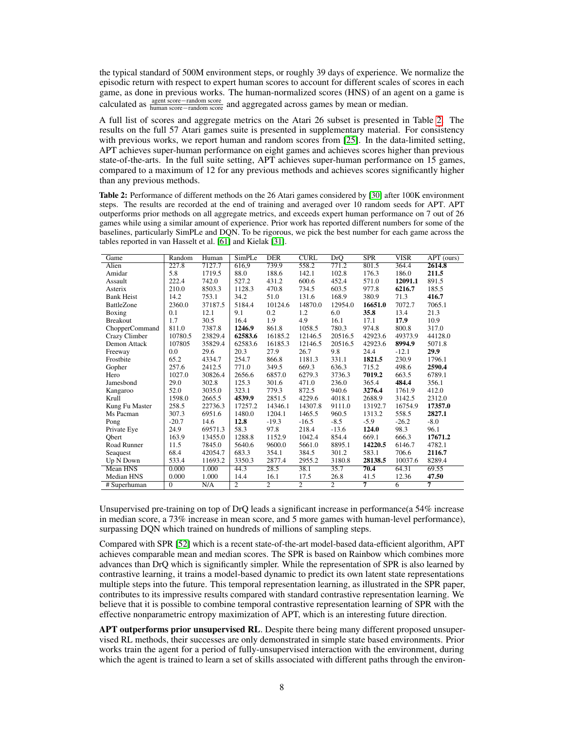the typical standard of 500M environment steps, or roughly 39 days of experience. We normalize the episodic return with respect to expert human scores to account for different scales of scores in each game, as done in previous works. The human-normalized scores (HNS) of an agent on a game is calculated as $\frac{\text{agent score}-\text{random score}}{\text{human score}-\text{random score}}$ and aggregated across games by mean or median.

A full list of scores and aggregate metrics on the Atari 26 subset is presented in Table 2. The results on the full 57 Atari games suite is presented in supplementary material. For consistency with previous works, we report human and random scores from [25]. In the data-limited setting, APT achieves super-human performance on eight games and achieves scores higher than previous state-of-the-arts. In the full suite setting, APT achieves super-human performance on 15 games, compared to a maximum of 12 for any previous methods and achieves scores significantly higher than any previous methods.

**Table 2:** Performance of different methods on the 26 Atari games considered by [30] after 100K environment steps. The results are recorded at the end of training and averaged over 10 random seeds for APT. APT outperforms prior methods on all aggregate metrics, and exceeds expert human performance on 7 out of 26 games while using a similar amount of experience. Prior work has reported different numbers for some of the baselines, particularly SimPLe and DQN. To be rigorous, we pick the best number for each game across the tables reported in van Hasselt et al. [61] and Kielak [31].

| Game | Random | Human | SimPLe | DER | CURL | DrQ | SPR | VISR | APT (ours) |
|---|---|---|---|---|---|---|---|---|---|
| Alien | 227.8 | 7127.7 | 616.9 | 739.9 | 558.2 | 771.2 | 801.5 | 364.4 | **2614.8** |
| Amidar | 5.8 | 1719.5 | 88.0 | 188.6 | 142.1 | 102.8 | 176.3 | 186.0 | **211.5** |
| Assault | 222.4 | 742.0 | 527.2 | 431.2 | 600.6 | 452.4 | 571.0 | **12091.1** | 891.5 |
| Asterix | 210.0 | 8503.3 | 1128.3 | 470.8 | 734.5 | 603.5 | 977.8 | **6216.7** | 185.5 |
| Bank Heist | 14.2 | 753.1 | 34.2 | 51.0 | 131.6 | 168.9 | 380.9 | 71.3 | **416.7** |
| BattleZone | 2360.0 | 37187.5 | 5184.4 | 10124.6 | 14870.0 | 12954.0 | **16651.0** | 7072.7 | 7065.1 |
| Boxing | 0.1 | 12.1 | 9.1 | 0.2 | 1.2 | 6.0 | **35.8** | 13.4 | 21.3 |
| Breakout | 1.7 | 30.5 | 16.4 | 1.9 | 4.9 | 16.1 | 17.1 | **17.9** | 10.9 |
| ChopperCommand | 811.0 | 7387.8 | **1246.9** | 861.8 | 1058.5 | 780.3 | 974.8 | 800.8 | 317.0 |
| Crazy Climber | 10780.5 | 23829.4 | **62583.6** | 16185.2 | 12146.5 | 20516.5 | 42923.6 | 49373.9 | 44128.0 |
| Demon Attack | 107805 | 35829.4 | 62583.6 | 16185.3 | 12146.5 | 20516.5 | 42923.6 | **8994.9** | 5071.8 |
| Freeway | 0.0 | 29.6 | 20.3 | 27.9 | 26.7 | 9.8 | 24.4 | -12.1 | **29.9** |
| Frostbite | 65.2 | 4334.7 | 254.7 | 866.8 | 1181.3 | 331.1 | **1821.5** | 230.9 | 1796.1 |
| Gopher | 257.6 | 2412.5 | 771.0 | 349.5 | 669.3 | 636.3 | 715.2 | 498.6 | **2590.4** |
| Hero | 1027.0 | 30826.4 | 2656.6 | 6857.0 | 6279.3 | 3736.3 | **7019.2** | 663.5 | 6789.1 |
| Jamesbond | 29.0 | 302.8 | 125.3 | 301.6 | 471.0 | 236.0 | 365.4 | **484.4** | 356.1 |
| Kangaroo | 52.0 | 3035.0 | 323.1 | 779.3 | 872.5 | 940.6 | **3276.4** | 1761.9 | 412.0 |
| Krull | 1598.0 | 2665.5 | **4539.9** | 2851.5 | 4229.6 | 4018.1 | 2688.9 | 3142.5 | 2312.0 |
| Kung Fu Master | 258.5 | 22736.3 | 17257.2 | 14346.1 | 14307.8 | 9111.0 | 13192.7 | 16754.9 | **17357.0** |
| Ms Pacman | 307.3 | 6951.6 | 1480.0 | 1204.1 | 1465.5 | 960.5 | 1313.2 | 558.5 | **2827.1** |
| Pong | -20.7 | 14.6 | **12.8** | -19.3 | -16.5 | -8.5 | -5.9 | -26.2 | -8.0 |
| Private Eye | 24.9 | 69571.3 | 58.3 | 97.8 | 218.4 | -13.6 | **124.0** | 98.3 | 96.1 |
| Qbert | 163.9 | 13455.0 | 1288.8 | 1152.9 | 1042.4 | 854.4 | 669.1 | 666.3 | **17671.2** |
| Road Runner | 11.5 | 7845.0 | 5640.6 | 9600.0 | 5661.0 | 8895.1 | **14220.5** | 6146.7 | 4782.1 |
| Seaquest | 68.4 | 42054.7 | 683.3 | 354.1 | 384.5 | 301.2 | 583.1 | 706.6 | **2116.7** |
| Up N Down | 533.4 | 11693.2 | 3350.3 | 2877.4 | 2955.2 | 3180.8 | **28138.5** | 10037.6 | 8289.4 |
| Mean HNS | 0.000 | 1.000 | 44.3 | 28.5 | 38.1 | 35.7 | **70.4** | 64.31 | 69.55 |
| Median HNS | 0.000 | 1.000 | 14.4 | 16.1 | 17.5 | 26.8 | 41.5 | 12.36 | **47.50** |
| # Superhuman | 0 | N/A | 2 | 2 | 2 | 2 | **7** | 6 | **7** |

Unsupervised pre-training on top of DrQ leads a significant increase in performance(a 54% increase in median score, a 73% increase in mean score, and 5 more games with human-level performance), surpassing DQN which trained on hundreds of millions of sampling steps.

Compared with SPR [52] which is a recent state-of-the-art model-based data-efficient algorithm, APT achieves comparable mean and median scores. The SPR is based on Rainbow which combines more advances than DrQ which is significantly simpler. While the representation of SPR is also learned by contrastive learning, it trains a model-based dynamic to predict its own latent state representations multiple steps into the future. This temporal representation learning, as illustrated in the SPR paper, contributes to its impressive results compared with standard contrastive representation learning. We believe that it is possible to combine temporal contrastive representation learning of SPR with the effective nonparametric entropy maximization of APT, which is an interesting future direction.

**APT outperforms prior unsupervised RL**. Despite there being many different proposed unsupervised RL methods, their successes are only demonstrated in simple state based environments. Prior works train the agent for a period of fully-unsupervised interaction with the environment, during which the agent is trained to learn a set of skills associated with different paths through the environ-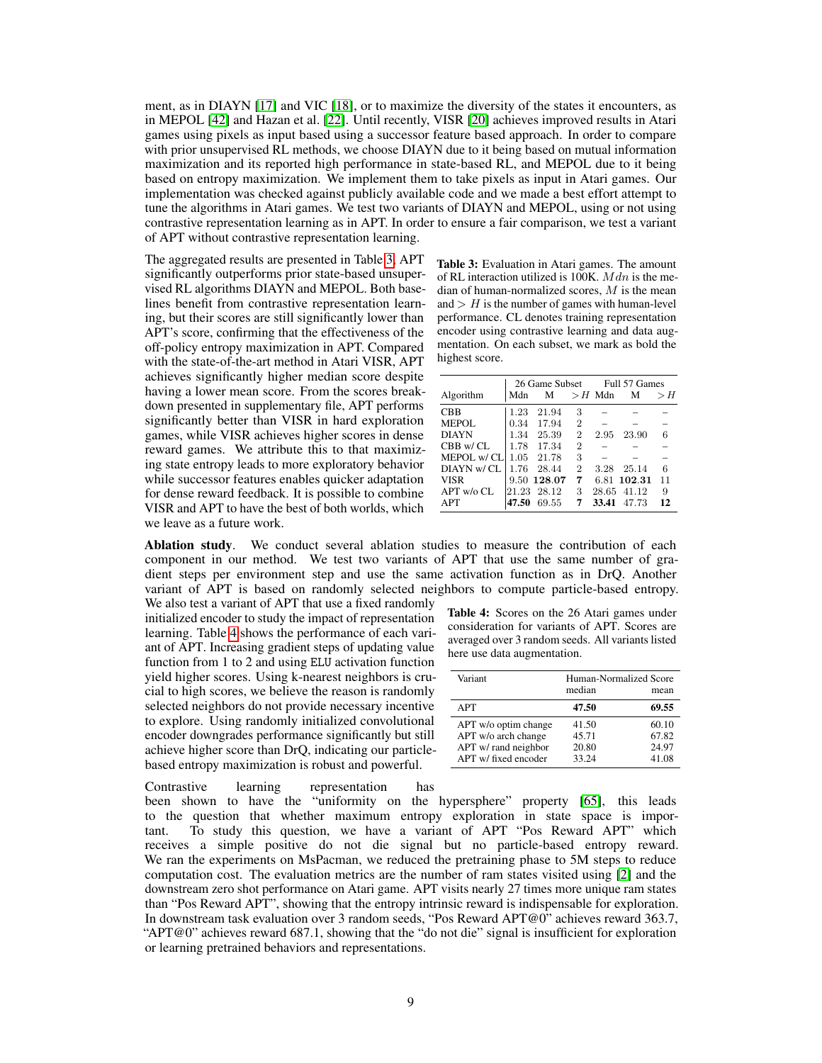ment, as in DIAYN [17] and VIC [18], or to maximize the diversity of the states it encounters, as in MEPOL [42] and Hazan et al. [22]. Until recently, VISR [20] achieves improved results in Atari games using pixels as input based using a successor feature based approach. In order to compare with prior unsupervised RL methods, we choose DIAYN due to it being based on mutual information maximization and its reported high performance in state-based RL, and MEPOL due to it being based on entropy maximization. We implement them to take pixels as input in Atari games. Our implementation was checked against publicly available code and we made a best effort attempt to tune the algorithms in Atari games. We test two variants of DIAYN and MEPOL, using or not using contrastive representation learning as in APT. In order to ensure a fair comparison, we test a variant of APT without contrastive representation learning.

The aggregated results are presented in Table 3. APT significantly outperforms prior state-based unsupervised RL algorithms DIAYN and MEPOL. Both baselines benefit from contrastive representation learning, but their scores are still significantly lower than APT's score, confirming that the effectiveness of the off-policy entropy maximization in APT. Compared with the state-of-the-art method in Atari VISR, APT achieves significantly higher median score despite having a lower mean score. From the scores breakdown presented in supplementary file, APT performs significantly better than VISR in hard exploration games, while VISR achieves higher scores in dense reward games. We attribute this to that maximizing state entropy leads to more exploratory behavior while successor features enables quicker adaptation for dense reward feedback. It is possible to combine VISR and APT to have the best of both worlds, which we leave as a future work.

**Table 3:** Evaluation in Atari games. The amount of RL interaction utilized is 100K. $Mdn$ is the median of human-normalized scores, $M$ is the mean and $> H$ is the number of games with human-level performance. CL denotes training representation encoder using contrastive learning and data augmentation. On each subset, we mark as bold the highest score.

| | 26 Game Subset | | | Full 57 Games | | |
|---|---|---|---|---|---|---|
| Algorithm | Mdn | M | $>H$ | Mdn | M | $>H$ |
| CBB | 1.23 | 21.94 | 3 | – | – | – |
| MEPOL | 0.34 | 17.94 | 2 | – | – | – |
| DIAYN | 1.34 | 25.39 | 2 | 2.95 | 23.90 | 6 |
| CBB w/ CL | 1.78 | 17.34 | 2 | – | – | – |
| MEPOL w/ CL | 1.05 | 21.78 | 3 | – | – | – |
| DIAYN w/ CL | 1.76 | 28.44 | 2 | 3.28 | 25.14 | 6 |
| VISR | 9.50 | **128.07** | **7** | 6.81 | **102.31** | 11 |
| APT w/o CL | 21.23 | 28.12 | 3 | 28.65 | 41.12 | 9 |
| APT | **47.50** | 69.55 | **7** | **33.41** | 47.73 | **12** |

**Ablation study**. We conduct several ablation studies to measure the contribution of each component in our method. We test two variants of APT that use the same number of gradient steps per environment step and use the same activation function as in DrQ. Another variant of APT is based on randomly selected neighbors to compute particle-based entropy. We also test a variant of APT that use a fixed randomly initialized encoder to study the impact of representation learning. Table 4 shows the performance of each variant of APT. Increasing gradient steps of updating value function from 1 to 2 and using ELU activation function yield higher scores. Using k-nearest neighbors is crucial to high scores, we believe the reason is randomly selected neighbors do not provide necessary incentive to explore. Using randomly initialized convolutional encoder downgrades performance significantly but still achieve higher score than DrQ, indicating our particle-based entropy maximization is robust and powerful.

**Table 4:** Scores on the 26 Atari games under consideration for variants of APT. Scores are averaged over 3 random seeds. All variants listed here use data augmentation.

| Variant | Human-Normalized Score median | Human-Normalized Score mean |
|---|---|---|
| APT | **47.50** | **69.55** |
| APT w/o optim change | 41.50 | 60.10 |
| APT w/o arch change | 45.71 | 67.82 |
| APT w/ rand neighbor | 20.80 | 24.97 |
| APT w/ fixed encoder | 33.24 | 41.08 |

Contrastive learning representation has been shown to have the "uniformity on the hypersphere" property [65], this leads to the question that whether maximum entropy exploration in state space is important. To study this question, we have a variant of APT "Pos Reward APT" which receives a simple positive do not die signal but no particle-based entropy reward. We ran the experiments on MsPacman, we reduced the pretraining phase to 5M steps to reduce computation cost. The evaluation metrics are the number of ram states visited using [2] and the downstream zero shot performance on Atari game. APT visits nearly 27 times more unique ram states than "Pos Reward APT", showing that the entropy intrinsic reward is indispensable for exploration. In downstream task evaluation over 3 random seeds, "Pos Reward APT@0" achieves reward 363.7, "APT@0" achieves reward 687.1, showing that the "do not die" signal is insufficient for exploration or learning pretrained behaviors and representations.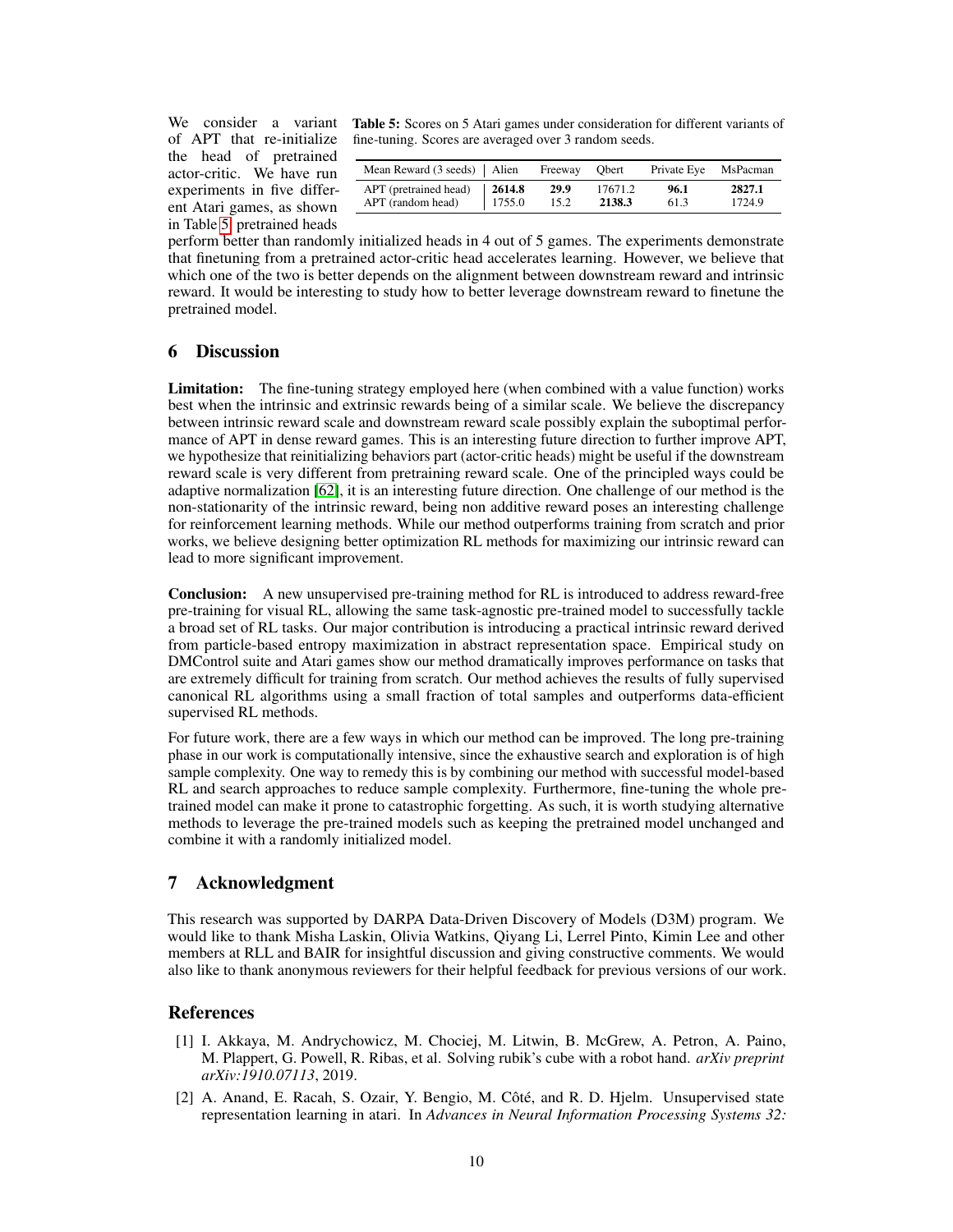We consider a variant of APT that re-initialize the head of pretrained actor-critic. We have run experiments in five different Atari games, as shown in Table 5, pretrained heads perform better than randomly initialized heads in 4 out of 5 games. The experiments demonstrate that finetuning from a pretrained actor-critic head accelerates learning. However, we believe that which one of the two is better depends on the alignment between downstream reward and intrinsic reward. It would be interesting to study how to better leverage downstream reward to finetune the pretrained model.

**Table 5:** Scores on 5 Atari games under consideration for different variants of fine-tuning. Scores are averaged over 3 random seeds.

| Mean Reward (3 seeds) | Alien | Freeway | Qbert | Private Eye | MsPacman |
|---|---|---|---|---|---|
| APT (pretrained head) | **2614.8** | **29.9** | 17671.2 | **96.1** | **2827.1** |
| APT (random head) | 1755.0 | 15.2 | **2138.3** | 61.3 | 1724.9 |

## 6 Discussion

**Limitation:** The fine-tuning strategy employed here (when combined with a value function) works best when the intrinsic and extrinsic rewards being of a similar scale. We believe the discrepancy between intrinsic reward scale and downstream reward scale possibly explain the suboptimal performance of APT in dense reward games. This is an interesting future direction to further improve APT, we hypothesize that reinitializing behaviors part (actor-critic heads) might be useful if the downstream reward scale is very different from pretraining reward scale. One of the principled ways could be adaptive normalization [62], it is an interesting future direction. One challenge of our method is the non-stationarity of the intrinsic reward, being non additive reward poses an interesting challenge for reinforcement learning methods. While our method outperforms training from scratch and prior works, we believe designing better optimization RL methods for maximizing our intrinsic reward can lead to more significant improvement.

**Conclusion:** A new unsupervised pre-training method for RL is introduced to address reward-free pre-training for visual RL, allowing the same task-agnostic pre-trained model to successfully tackle a broad set of RL tasks. Our major contribution is introducing a practical intrinsic reward derived from particle-based entropy maximization in abstract representation space. Empirical study on DMControl suite and Atari games show our method dramatically improves performance on tasks that are extremely difficult for training from scratch. Our method achieves the results of fully supervised canonical RL algorithms using a small fraction of total samples and outperforms data-efficient supervised RL methods.

For future work, there are a few ways in which our method can be improved. The long pre-training phase in our work is computationally intensive, since the exhaustive search and exploration is of high sample complexity. One way to remedy this is by combining our method with successful model-based RL and search approaches to reduce sample complexity. Furthermore, fine-tuning the whole pre-trained model can make it prone to catastrophic forgetting. As such, it is worth studying alternative methods to leverage the pre-trained models such as keeping the pretrained model unchanged and combine it with a randomly initialized model.

## 7 Acknowledgment

This research was supported by DARPA Data-Driven Discovery of Models (D3M) program. We would like to thank Misha Laskin, Olivia Watkins, Qiyang Li, Lerrel Pinto, Kimin Lee and other members at RLL and BAIR for insightful discussion and giving constructive comments. We would also like to thank anonymous reviewers for their helpful feedback for previous versions of our work.

## References

[1] I. Akkaya, M. Andrychowicz, M. Chociej, M. Litwin, B. McGrew, A. Petron, A. Paino, M. Plappert, G. Powell, R. Ribas, et al. Solving rubik's cube with a robot hand. *arXiv preprint arXiv:1910.07113*, 2019.

[2] A. Anand, E. Racah, S. Ozair, Y. Bengio, M. Côté, and R. D. Hjelm. Unsupervised state representation learning in atari. In *Advances in Neural Information Processing Systems 32:*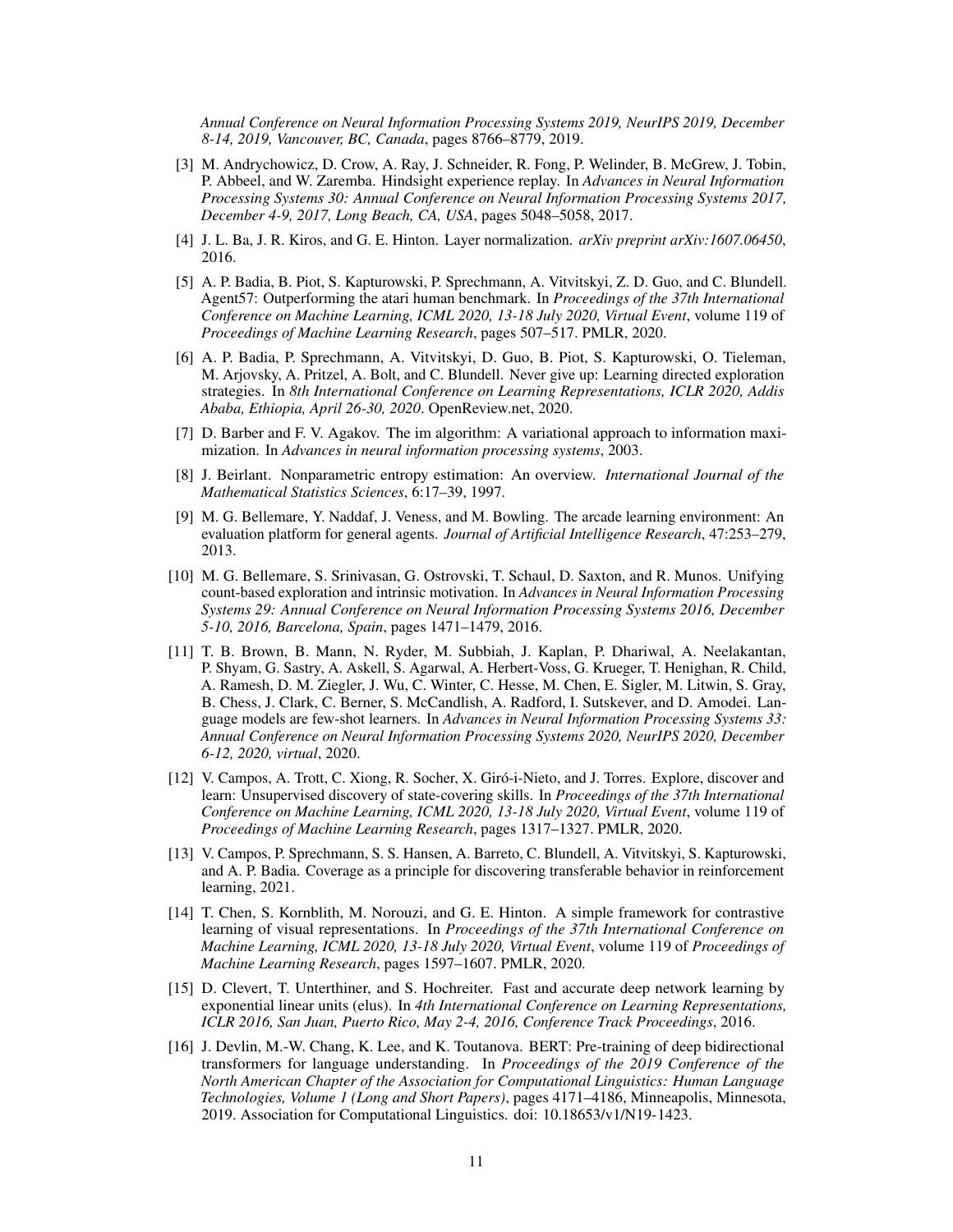*Annual Conference on Neural Information Processing Systems 2019, NeurIPS 2019, December 8-14, 2019, Vancouver, BC, Canada*, pages 8766–8779, 2019.

[3] M. Andrychowicz, D. Crow, A. Ray, J. Schneider, R. Fong, P. Welinder, B. McGrew, J. Tobin, P. Abbeel, and W. Zaremba. Hindsight experience replay. In *Advances in Neural Information Processing Systems 30: Annual Conference on Neural Information Processing Systems 2017, December 4-9, 2017, Long Beach, CA, USA*, pages 5048–5058, 2017.

[4] J. L. Ba, J. R. Kiros, and G. E. Hinton. Layer normalization. *arXiv preprint arXiv:1607.06450*, 2016.

[5] A. P. Badia, B. Piot, S. Kapturowski, P. Sprechmann, A. Vitvitskyi, Z. D. Guo, and C. Blundell. Agent57: Outperforming the atari human benchmark. In *Proceedings of the 37th International Conference on Machine Learning, ICML 2020, 13-18 July 2020, Virtual Event*, volume 119 of *Proceedings of Machine Learning Research*, pages 507–517. PMLR, 2020.

[6] A. P. Badia, P. Sprechmann, A. Vitvitskyi, D. Guo, B. Piot, S. Kapturowski, O. Tieleman, M. Arjovsky, A. Pritzel, A. Bolt, and C. Blundell. Never give up: Learning directed exploration strategies. In *8th International Conference on Learning Representations, ICLR 2020, Addis Ababa, Ethiopia, April 26-30, 2020*. OpenReview.net, 2020.

[7] D. Barber and F. V. Agakov. The im algorithm: A variational approach to information maximization. In *Advances in neural information processing systems*, 2003.

[8] J. Beirlant. Nonparametric entropy estimation: An overview. *International Journal of the Mathematical Statistics Sciences*, 6:17–39, 1997.

[9] M. G. Bellemare, Y. Naddaf, J. Veness, and M. Bowling. The arcade learning environment: An evaluation platform for general agents. *Journal of Artificial Intelligence Research*, 47:253–279, 2013.

[10] M. G. Bellemare, S. Srinivasan, G. Ostrovski, T. Schaul, D. Saxton, and R. Munos. Unifying count-based exploration and intrinsic motivation. In *Advances in Neural Information Processing Systems 29: Annual Conference on Neural Information Processing Systems 2016, December 5-10, 2016, Barcelona, Spain*, pages 1471–1479, 2016.

[11] T. B. Brown, B. Mann, N. Ryder, M. Subbiah, J. Kaplan, P. Dhariwal, A. Neelakantan, P. Shyam, G. Sastry, A. Askell, S. Agarwal, A. Herbert-Voss, G. Krueger, T. Henighan, R. Child, A. Ramesh, D. M. Ziegler, J. Wu, C. Winter, C. Hesse, M. Chen, E. Sigler, M. Litwin, S. Gray, B. Chess, J. Clark, C. Berner, S. McCandlish, A. Radford, I. Sutskever, and D. Amodei. Language models are few-shot learners. In *Advances in Neural Information Processing Systems 33: Annual Conference on Neural Information Processing Systems 2020, NeurIPS 2020, December 6-12, 2020, virtual*, 2020.

[12] V. Campos, A. Trott, C. Xiong, R. Socher, X. Giró-i-Nieto, and J. Torres. Explore, discover and learn: Unsupervised discovery of state-covering skills. In *Proceedings of the 37th International Conference on Machine Learning, ICML 2020, 13-18 July 2020, Virtual Event*, volume 119 of *Proceedings of Machine Learning Research*, pages 1317–1327. PMLR, 2020.

[13] V. Campos, P. Sprechmann, S. S. Hansen, A. Barreto, C. Blundell, A. Vitvitskyi, S. Kapturowski, and A. P. Badia. Coverage as a principle for discovering transferable behavior in reinforcement learning, 2021.

[14] T. Chen, S. Kornblith, M. Norouzi, and G. E. Hinton. A simple framework for contrastive learning of visual representations. In *Proceedings of the 37th International Conference on Machine Learning, ICML 2020, 13-18 July 2020, Virtual Event*, volume 119 of *Proceedings of Machine Learning Research*, pages 1597–1607. PMLR, 2020.

[15] D. Clevert, T. Unterthiner, and S. Hochreiter. Fast and accurate deep network learning by exponential linear units (elus). In *4th International Conference on Learning Representations, ICLR 2016, San Juan, Puerto Rico, May 2-4, 2016, Conference Track Proceedings*, 2016.

[16] J. Devlin, M.-W. Chang, K. Lee, and K. Toutanova. BERT: Pre-training of deep bidirectional transformers for language understanding. In *Proceedings of the 2019 Conference of the North American Chapter of the Association for Computational Linguistics: Human Language Technologies, Volume 1 (Long and Short Papers)*, pages 4171–4186, Minneapolis, Minnesota, 2019. Association for Computational Linguistics. doi: 10.18653/v1/N19-1423.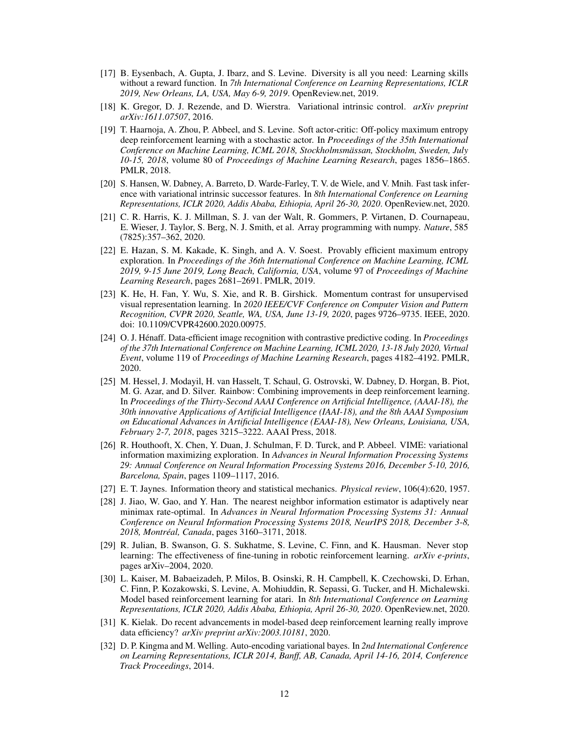[17] B. Eysenbach, A. Gupta, J. Ibarz, and S. Levine. Diversity is all you need: Learning skills without a reward function. In *7th International Conference on Learning Representations, ICLR 2019, New Orleans, LA, USA, May 6-9, 2019*. OpenReview.net, 2019.

[18] K. Gregor, D. J. Rezende, and D. Wierstra. Variational intrinsic control. *arXiv preprint arXiv:1611.07507*, 2016.

[19] T. Haarnoja, A. Zhou, P. Abbeel, and S. Levine. Soft actor-critic: Off-policy maximum entropy deep reinforcement learning with a stochastic actor. In *Proceedings of the 35th International Conference on Machine Learning, ICML 2018, Stockholmsmässan, Stockholm, Sweden, July 10-15, 2018*, volume 80 of *Proceedings of Machine Learning Research*, pages 1856–1865. PMLR, 2018.

[20] S. Hansen, W. Dabney, A. Barreto, D. Warde-Farley, T. V. de Wiele, and V. Mnih. Fast task inference with variational intrinsic successor features. In *8th International Conference on Learning Representations, ICLR 2020, Addis Ababa, Ethiopia, April 26-30, 2020*. OpenReview.net, 2020.

[21] C. R. Harris, K. J. Millman, S. J. van der Walt, R. Gommers, P. Virtanen, D. Cournapeau, E. Wieser, J. Taylor, S. Berg, N. J. Smith, et al. Array programming with numpy. *Nature*, 585 (7825):357–362, 2020.

[22] E. Hazan, S. M. Kakade, K. Singh, and A. V. Soest. Provably efficient maximum entropy exploration. In *Proceedings of the 36th International Conference on Machine Learning, ICML 2019, 9-15 June 2019, Long Beach, California, USA*, volume 97 of *Proceedings of Machine Learning Research*, pages 2681–2691. PMLR, 2019.

[23] K. He, H. Fan, Y. Wu, S. Xie, and R. B. Girshick. Momentum contrast for unsupervised visual representation learning. In *2020 IEEE/CVF Conference on Computer Vision and Pattern Recognition, CVPR 2020, Seattle, WA, USA, June 13-19, 2020*, pages 9726–9735. IEEE, 2020. doi: 10.1109/CVPR42600.2020.00975.

[24] O. J. Hénaff. Data-efficient image recognition with contrastive predictive coding. In *Proceedings of the 37th International Conference on Machine Learning, ICML 2020, 13-18 July 2020, Virtual Event*, volume 119 of *Proceedings of Machine Learning Research*, pages 4182–4192. PMLR, 2020.

[25] M. Hessel, J. Modayil, H. van Hasselt, T. Schaul, G. Ostrovski, W. Dabney, D. Horgan, B. Piot, M. G. Azar, and D. Silver. Rainbow: Combining improvements in deep reinforcement learning. In *Proceedings of the Thirty-Second AAAI Conference on Artificial Intelligence, (AAAI-18), the 30th innovative Applications of Artificial Intelligence (IAAI-18), and the 8th AAAI Symposium on Educational Advances in Artificial Intelligence (EAAI-18), New Orleans, Louisiana, USA, February 2-7, 2018*, pages 3215–3222. AAAI Press, 2018.

[26] R. Houthooft, X. Chen, Y. Duan, J. Schulman, F. D. Turck, and P. Abbeel. VIME: variational information maximizing exploration. In *Advances in Neural Information Processing Systems 29: Annual Conference on Neural Information Processing Systems 2016, December 5-10, 2016, Barcelona, Spain*, pages 1109–1117, 2016.

[27] E. T. Jaynes. Information theory and statistical mechanics. *Physical review*, 106(4):620, 1957.

[28] J. Jiao, W. Gao, and Y. Han. The nearest neighbor information estimator is adaptively near minimax rate-optimal. In *Advances in Neural Information Processing Systems 31: Annual Conference on Neural Information Processing Systems 2018, NeurIPS 2018, December 3-8, 2018, Montréal, Canada*, pages 3160–3171, 2018.

[29] R. Julian, B. Swanson, G. S. Sukhatme, S. Levine, C. Finn, and K. Hausman. Never stop learning: The effectiveness of fine-tuning in robotic reinforcement learning. *arXiv e-prints*, pages arXiv–2004, 2020.

[30] L. Kaiser, M. Babaeizadeh, P. Milos, B. Osinski, R. H. Campbell, K. Czechowski, D. Erhan, C. Finn, P. Kozakowski, S. Levine, A. Mohiuddin, R. Sepassi, G. Tucker, and H. Michalewski. Model based reinforcement learning for atari. In *8th International Conference on Learning Representations, ICLR 2020, Addis Ababa, Ethiopia, April 26-30, 2020*. OpenReview.net, 2020.

[31] K. Kielak. Do recent advancements in model-based deep reinforcement learning really improve data efficiency? *arXiv preprint arXiv:2003.10181*, 2020.

[32] D. P. Kingma and M. Welling. Auto-encoding variational bayes. In *2nd International Conference on Learning Representations, ICLR 2014, Banff, AB, Canada, April 14-16, 2014, Conference Track Proceedings*, 2014.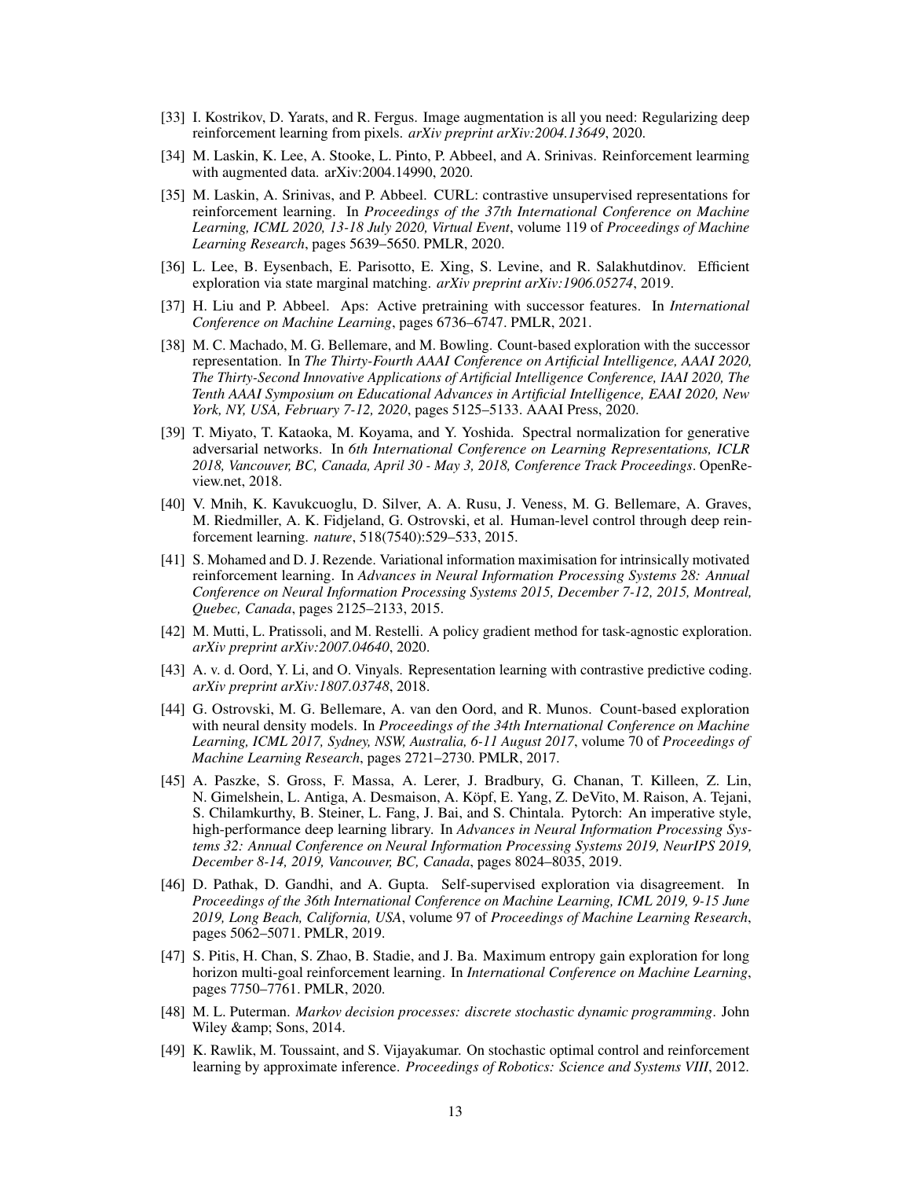[33] I. Kostrikov, D. Yarats, and R. Fergus. Image augmentation is all you need: Regularizing deep reinforcement learning from pixels. *arXiv preprint arXiv:2004.13649*, 2020.

[34] M. Laskin, K. Lee, A. Stooke, L. Pinto, P. Abbeel, and A. Srinivas. Reinforcement learning with augmented data. arXiv:2004.14990, 2020.

[35] M. Laskin, A. Srinivas, and P. Abbeel. CURL: contrastive unsupervised representations for reinforcement learning. In *Proceedings of the 37th International Conference on Machine Learning, ICML 2020, 13-18 July 2020, Virtual Event*, volume 119 of *Proceedings of Machine Learning Research*, pages 5639–5650. PMLR, 2020.

[36] L. Lee, B. Eysenbach, E. Parisotto, E. Xing, S. Levine, and R. Salakhutdinov. Efficient exploration via state marginal matching. *arXiv preprint arXiv:1906.05274*, 2019.

[37] H. Liu and P. Abbeel. Aps: Active pretraining with successor features. In *International Conference on Machine Learning*, pages 6736–6747. PMLR, 2021.

[38] M. C. Machado, M. G. Bellemare, and M. Bowling. Count-based exploration with the successor representation. In *The Thirty-Fourth AAAI Conference on Artificial Intelligence, AAAI 2020, The Thirty-Second Innovative Applications of Artificial Intelligence Conference, IAAI 2020, The Tenth AAAI Symposium on Educational Advances in Artificial Intelligence, EAAI 2020, New York, NY, USA, February 7-12, 2020*, pages 5125–5133. AAAI Press, 2020.

[39] T. Miyato, T. Kataoka, M. Koyama, and Y. Yoshida. Spectral normalization for generative adversarial networks. In *6th International Conference on Learning Representations, ICLR 2018, Vancouver, BC, Canada, April 30 - May 3, 2018, Conference Track Proceedings*. OpenReview.net, 2018.

[40] V. Mnih, K. Kavukcuoglu, D. Silver, A. A. Rusu, J. Veness, M. G. Bellemare, A. Graves, M. Riedmiller, A. K. Fidjeland, G. Ostrovski, et al. Human-level control through deep reinforcement learning. *nature*, 518(7540):529–533, 2015.

[41] S. Mohamed and D. J. Rezende. Variational information maximisation for intrinsically motivated reinforcement learning. In *Advances in Neural Information Processing Systems 28: Annual Conference on Neural Information Processing Systems 2015, December 7-12, 2015, Montreal, Quebec, Canada*, pages 2125–2133, 2015.

[42] M. Mutti, L. Pratissoli, and M. Restelli. A policy gradient method for task-agnostic exploration. *arXiv preprint arXiv:2007.04640*, 2020.

[43] A. v. d. Oord, Y. Li, and O. Vinyals. Representation learning with contrastive predictive coding. *arXiv preprint arXiv:1807.03748*, 2018.

[44] G. Ostrovski, M. G. Bellemare, A. van den Oord, and R. Munos. Count-based exploration with neural density models. In *Proceedings of the 34th International Conference on Machine Learning, ICML 2017, Sydney, NSW, Australia, 6-11 August 2017*, volume 70 of *Proceedings of Machine Learning Research*, pages 2721–2730. PMLR, 2017.

[45] A. Paszke, S. Gross, F. Massa, A. Lerer, J. Bradbury, G. Chanan, T. Killeen, Z. Lin, N. Gimelshein, L. Antiga, A. Desmaison, A. Köpf, E. Yang, Z. DeVito, M. Raison, A. Tejani, S. Chilamkurthy, B. Steiner, L. Fang, J. Bai, and S. Chintala. Pytorch: An imperative style, high-performance deep learning library. In *Advances in Neural Information Processing Systems 32: Annual Conference on Neural Information Processing Systems 2019, NeurIPS 2019, December 8-14, 2019, Vancouver, BC, Canada*, pages 8024–8035, 2019.

[46] D. Pathak, D. Gandhi, and A. Gupta. Self-supervised exploration via disagreement. In *Proceedings of the 36th International Conference on Machine Learning, ICML 2019, 9-15 June 2019, Long Beach, California, USA*, volume 97 of *Proceedings of Machine Learning Research*, pages 5062–5071. PMLR, 2019.

[47] S. Pitis, H. Chan, S. Zhao, B. Stadie, and J. Ba. Maximum entropy gain exploration for long horizon multi-goal reinforcement learning. In *International Conference on Machine Learning*, pages 7750–7761. PMLR, 2020.

[48] M. L. Puterman. *Markov decision processes: discrete stochastic dynamic programming*. John Wiley &amp; Sons, 2014.

[49] K. Rawlik, M. Toussaint, and S. Vijayakumar. On stochastic optimal control and reinforcement learning by approximate inference. *Proceedings of Robotics: Science and Systems VIII*, 2012.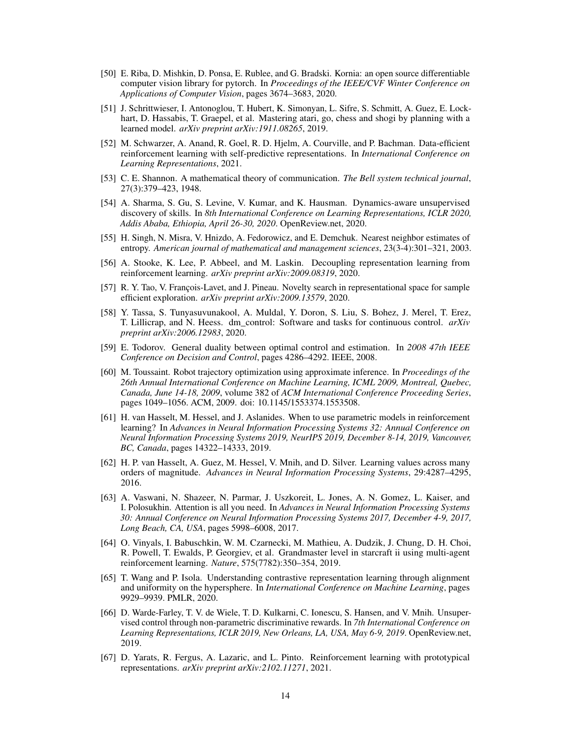[50] E. Riba, D. Mishkin, D. Ponsa, E. Rublee, and G. Bradski. Kornia: an open source differentiable computer vision library for pytorch. In *Proceedings of the IEEE/CVF Winter Conference on Applications of Computer Vision*, pages 3674–3683, 2020.

[51] J. Schrittwieser, I. Antonoglou, T. Hubert, K. Simonyan, L. Sifre, S. Schmitt, A. Guez, E. Lockhart, D. Hassabis, T. Graepel, et al. Mastering atari, go, chess and shogi by planning with a learned model. *arXiv preprint arXiv:1911.08265*, 2019.

[52] M. Schwarzer, A. Anand, R. Goel, R. D. Hjelm, A. Courville, and P. Bachman. Data-efficient reinforcement learning with self-predictive representations. In *International Conference on Learning Representations*, 2021.

[53] C. E. Shannon. A mathematical theory of communication. *The Bell system technical journal*, 27(3):379–423, 1948.

[54] A. Sharma, S. Gu, S. Levine, V. Kumar, and K. Hausman. Dynamics-aware unsupervised discovery of skills. In *8th International Conference on Learning Representations, ICLR 2020, Addis Ababa, Ethiopia, April 26-30, 2020*. OpenReview.net, 2020.

[55] H. Singh, N. Misra, V. Hnizdo, A. Fedorowicz, and E. Demchuk. Nearest neighbor estimates of entropy. *American journal of mathematical and management sciences*, 23(3-4):301–321, 2003.

[56] A. Stooke, K. Lee, P. Abbeel, and M. Laskin. Decoupling representation learning from reinforcement learning. *arXiv preprint arXiv:2009.08319*, 2020.

[57] R. Y. Tao, V. François-Lavet, and J. Pineau. Novelty search in representational space for sample efficient exploration. *arXiv preprint arXiv:2009.13579*, 2020.

[58] Y. Tassa, S. Tunyasuvunakool, A. Muldal, Y. Doron, S. Liu, S. Bohez, J. Merel, T. Erez, T. Lillicrap, and N. Heess. dm_control: Software and tasks for continuous control. *arXiv preprint arXiv:2006.12983*, 2020.

[59] E. Todorov. General duality between optimal control and estimation. In *2008 47th IEEE Conference on Decision and Control*, pages 4286–4292. IEEE, 2008.

[60] M. Toussaint. Robot trajectory optimization using approximate inference. In *Proceedings of the 26th Annual International Conference on Machine Learning, ICML 2009, Montreal, Quebec, Canada, June 14-18, 2009*, volume 382 of *ACM International Conference Proceeding Series*, pages 1049–1056. ACM, 2009. doi: 10.1145/1553374.1553508.

[61] H. van Hasselt, M. Hessel, and J. Aslanides. When to use parametric models in reinforcement learning? In *Advances in Neural Information Processing Systems 32: Annual Conference on Neural Information Processing Systems 2019, NeurIPS 2019, December 8-14, 2019, Vancouver, BC, Canada*, pages 14322–14333, 2019.

[62] H. P. van Hasselt, A. Guez, M. Hessel, V. Mnih, and D. Silver. Learning values across many orders of magnitude. *Advances in Neural Information Processing Systems*, 29:4287–4295, 2016.

[63] A. Vaswani, N. Shazeer, N. Parmar, J. Uszkoreit, L. Jones, A. N. Gomez, L. Kaiser, and I. Polosukhin. Attention is all you need. In *Advances in Neural Information Processing Systems 30: Annual Conference on Neural Information Processing Systems 2017, December 4-9, 2017, Long Beach, CA, USA*, pages 5998–6008, 2017.

[64] O. Vinyals, I. Babuschkin, W. M. Czarnecki, M. Mathieu, A. Dudzik, J. Chung, D. H. Choi, R. Powell, T. Ewalds, P. Georgiev, et al. Grandmaster level in starcraft ii using multi-agent reinforcement learning. *Nature*, 575(7782):350–354, 2019.

[65] T. Wang and P. Isola. Understanding contrastive representation learning through alignment and uniformity on the hypersphere. In *International Conference on Machine Learning*, pages 9929–9939. PMLR, 2020.

[66] D. Warde-Farley, T. V. de Wiele, T. D. Kulkarni, C. Ionescu, S. Hansen, and V. Mnih. Unsupervised control through non-parametric discriminative rewards. In *7th International Conference on Learning Representations, ICLR 2019, New Orleans, LA, USA, May 6-9, 2019*. OpenReview.net, 2019.

[67] D. Yarats, R. Fergus, A. Lazaric, and L. Pinto. Reinforcement learning with prototypical representations. *arXiv preprint arXiv:2102.11271*, 2021.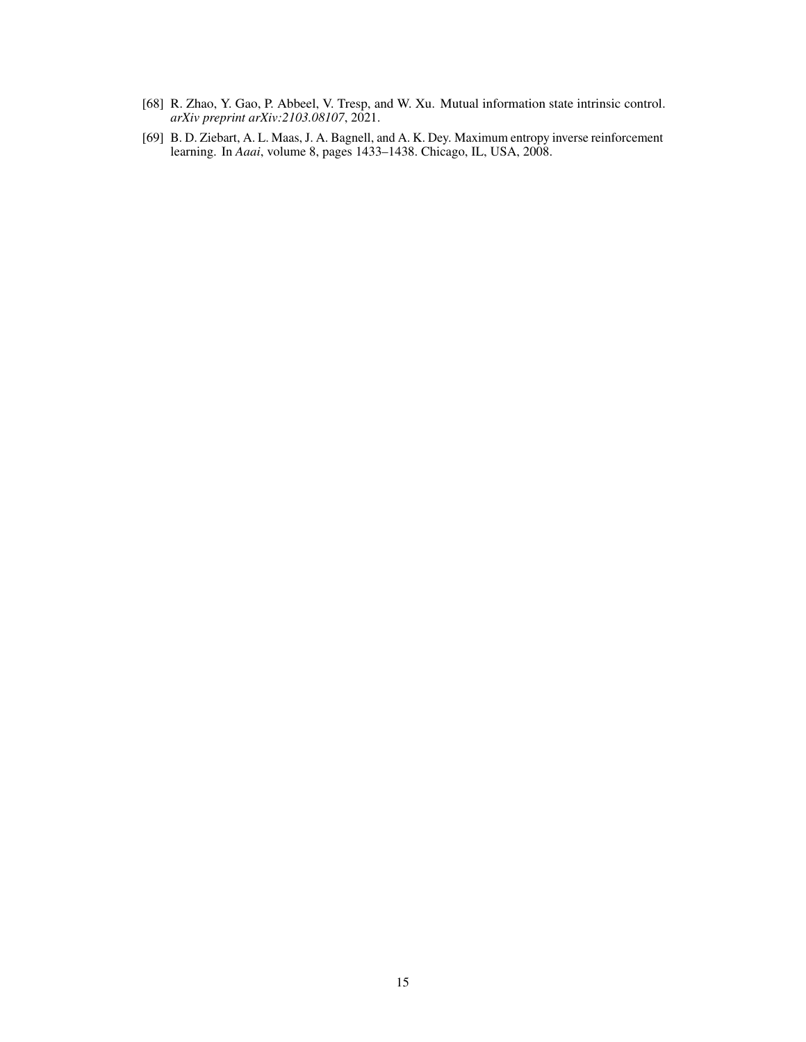[68] R. Zhao, Y. Gao, P. Abbeel, V. Tresp, and W. Xu. Mutual information state intrinsic control. *arXiv preprint arXiv:2103.08107*, 2021.

[69] B. D. Ziebart, A. L. Maas, J. A. Bagnell, and A. K. Dey. Maximum entropy inverse reinforcement learning. In *Aaai*, volume 8, pages 1433–1438. Chicago, IL, USA, 2008.